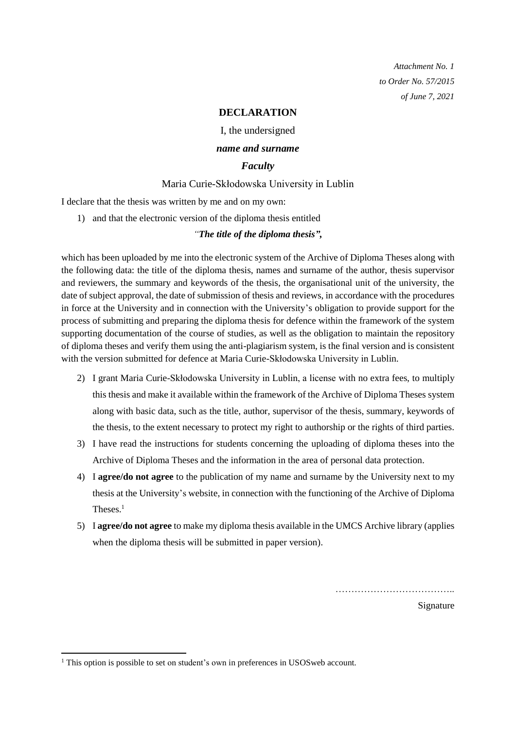*Attachment No. 1*
*to Order No. 57/2015*
*of June 7, 2021*

**DECLARATION**

I, the undersigned

***name and surname***

***Faculty***

Maria Curie-Skłodowska University in Lublin

I declare that the thesis was written by me and on my own:

1) and that the electronic version of the diploma thesis entitled

*"**The title of the diploma thesis",***

which has been uploaded by me into the electronic system of the Archive of Diploma Theses along with the following data: the title of the diploma thesis, names and surname of the author, thesis supervisor and reviewers, the summary and keywords of the thesis, the organisational unit of the university, the date of subject approval, the date of submission of thesis and reviews, in accordance with the procedures in force at the University and in connection with the University's obligation to provide support for the process of submitting and preparing the diploma thesis for defence within the framework of the system supporting documentation of the course of studies, as well as the obligation to maintain the repository of diploma theses and verify them using the anti-plagiarism system, is the final version and is consistent with the version submitted for defence at Maria Curie-Skłodowska University in Lublin.

2) I grant Maria Curie-Skłodowska University in Lublin, a license with no extra fees, to multiply this thesis and make it available within the framework of the Archive of Diploma Theses system along with basic data, such as the title, author, supervisor of the thesis, summary, keywords of the thesis, to the extent necessary to protect my right to authorship or the rights of third parties.
3) I have read the instructions for students concerning the uploading of diploma theses into the Archive of Diploma Theses and the information in the area of personal data protection.
4) I **agree/do not agree** to the publication of my name and surname by the University next to my thesis at the University's website, in connection with the functioning of the Archive of Diploma Theses.[1]
5) I **agree/do not agree** to make my diploma thesis available in the UMCS Archive library (applies when the diploma thesis will be submitted in paper version).

………………………………..

Signature

---

[1] This option is possible to set on student's own in preferences in USOSweb account.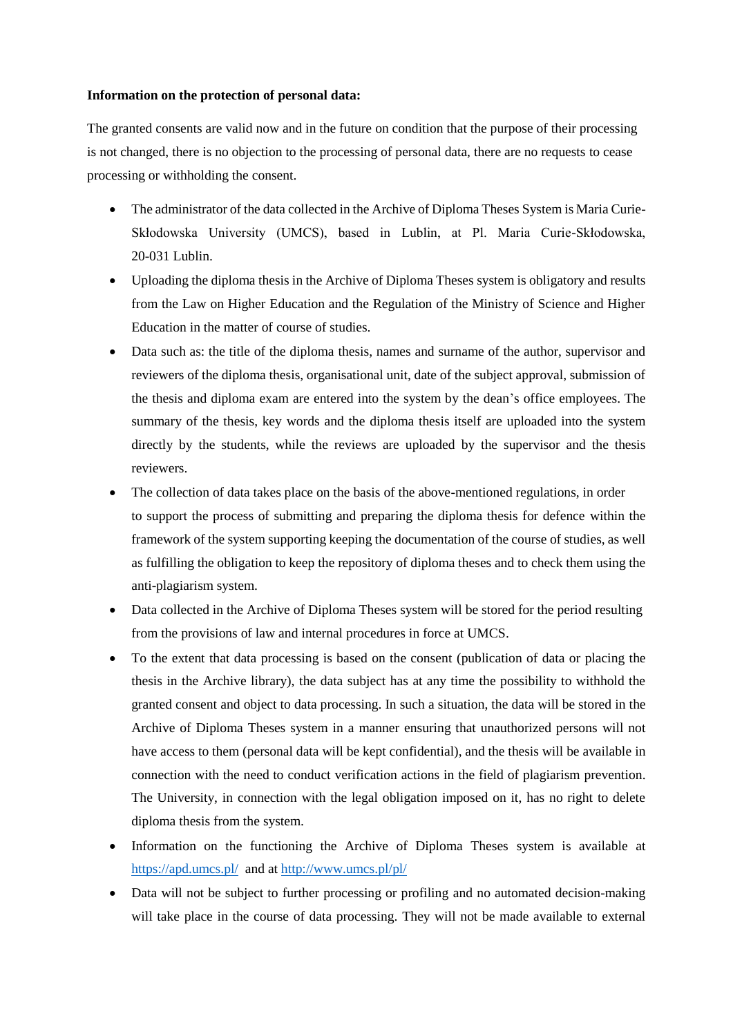**Information on the protection of personal data:**

The granted consents are valid now and in the future on condition that the purpose of their processing is not changed, there is no objection to the processing of personal data, there are no requests to cease processing or withholding the consent.

- The administrator of the data collected in the Archive of Diploma Theses System is Maria Curie-Skłodowska University (UMCS), based in Lublin, at Pl. Maria Curie-Skłodowska, 20-031 Lublin.
- Uploading the diploma thesis in the Archive of Diploma Theses system is obligatory and results from the Law on Higher Education and the Regulation of the Ministry of Science and Higher Education in the matter of course of studies.
- Data such as: the title of the diploma thesis, names and surname of the author, supervisor and reviewers of the diploma thesis, organisational unit, date of the subject approval, submission of the thesis and diploma exam are entered into the system by the dean's office employees. The summary of the thesis, key words and the diploma thesis itself are uploaded into the system directly by the students, while the reviews are uploaded by the supervisor and the thesis reviewers.
- The collection of data takes place on the basis of the above-mentioned regulations, in order to support the process of submitting and preparing the diploma thesis for defence within the framework of the system supporting keeping the documentation of the course of studies, as well as fulfilling the obligation to keep the repository of diploma theses and to check them using the anti-plagiarism system.
- Data collected in the Archive of Diploma Theses system will be stored for the period resulting from the provisions of law and internal procedures in force at UMCS.
- To the extent that data processing is based on the consent (publication of data or placing the thesis in the Archive library), the data subject has at any time the possibility to withhold the granted consent and object to data processing. In such a situation, the data will be stored in the Archive of Diploma Theses system in a manner ensuring that unauthorized persons will not have access to them (personal data will be kept confidential), and the thesis will be available in connection with the need to conduct verification actions in the field of plagiarism prevention. The University, in connection with the legal obligation imposed on it, has no right to delete diploma thesis from the system.
- Information on the functioning the Archive of Diploma Theses system is available at https://apd.umcs.pl/ and at http://www.umcs.pl/pl/
- Data will not be subject to further processing or profiling and no automated decision-making will take place in the course of data processing. They will not be made available to external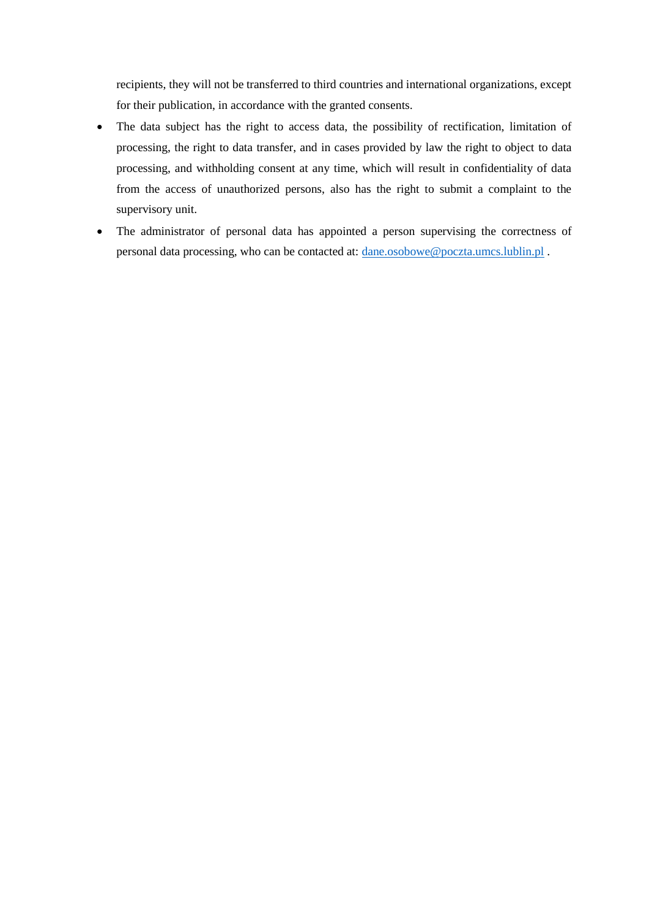recipients, they will not be transferred to third countries and international organizations, except for their publication, in accordance with the granted consents.

- The data subject has the right to access data, the possibility of rectification, limitation of processing, the right to data transfer, and in cases provided by law the right to object to data processing, and withholding consent at any time, which will result in confidentiality of data from the access of unauthorized persons, also has the right to submit a complaint to the supervisory unit.
- The administrator of personal data has appointed a person supervising the correctness of personal data processing, who can be contacted at: dane.osobowe@poczta.umcs.lublin.pl .